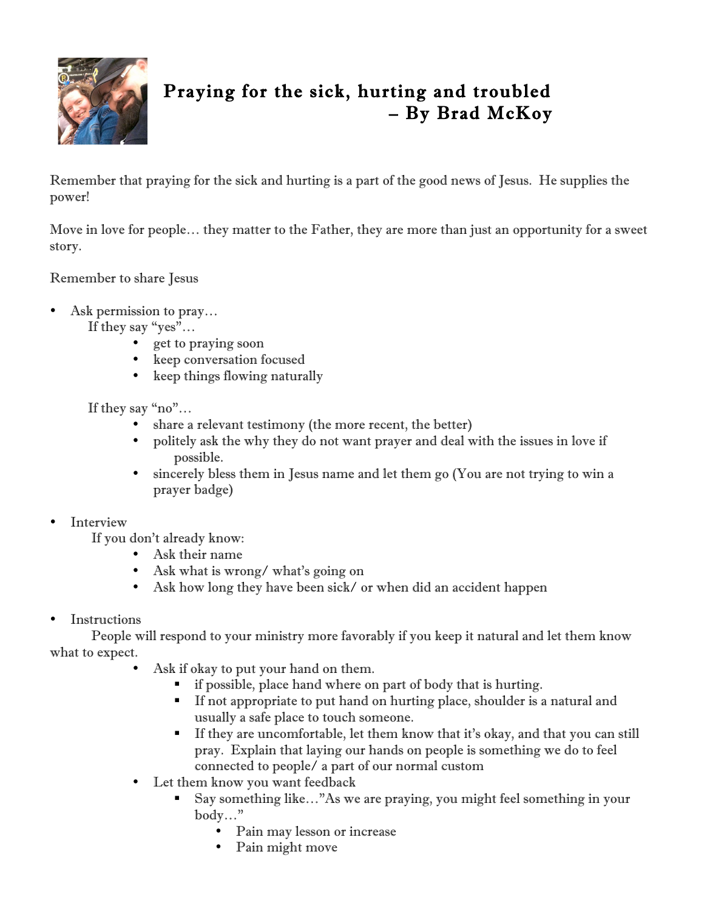# Praying for the sick, hurting and troubled – By Brad McKoy

Remember that praying for the sick and hurting is a part of the good news of Jesus. He supplies the power!

Move in love for people… they matter to the Father, they are more than just an opportunity for a sweet story.

Remember to share Jesus

- Ask permission to pray…

  If they say "yes"…
  - get to praying soon
  - keep conversation focused
  - keep things flowing naturally

  If they say "no"…
  - share a relevant testimony (the more recent, the better)
  - politely ask the why they do not want prayer and deal with the issues in love if possible.
  - sincerely bless them in Jesus name and let them go (You are not trying to win a prayer badge)

- Interview

  If you don't already know:
  - Ask their name
  - Ask what is wrong/ what's going on
  - Ask how long they have been sick/ or when did an accident happen

- Instructions

  People will respond to your ministry more favorably if you keep it natural and let them know what to expect.
  - Ask if okay to put your hand on them.
    - if possible, place hand where on part of body that is hurting.
    - If not appropriate to put hand on hurting place, shoulder is a natural and usually a safe place to touch someone.
    - If they are uncomfortable, let them know that it's okay, and that you can still pray. Explain that laying our hands on people is something we do to feel connected to people/ a part of our normal custom
  - Let them know you want feedback
    - Say something like…"As we are praying, you might feel something in your body…"
      - Pain may lesson or increase
      - Pain might move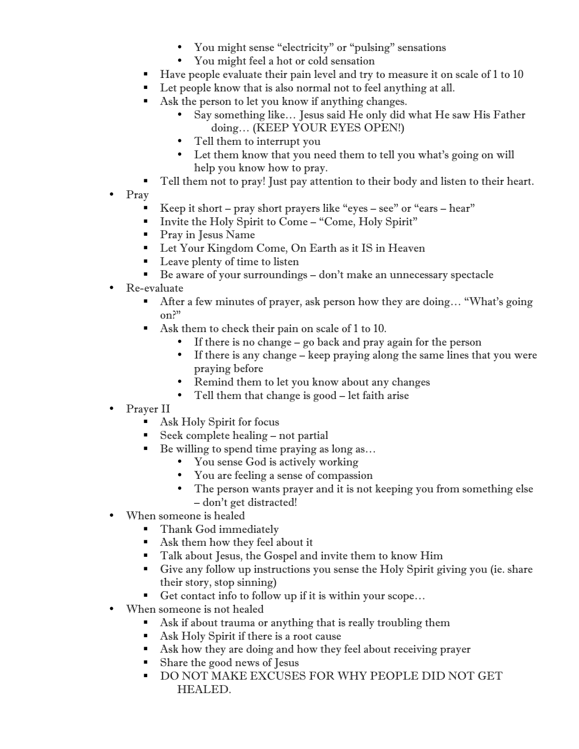- You might sense "electricity" or "pulsing" sensations
        - You might feel a hot or cold sensation
    - Have people evaluate their pain level and try to measure it on scale of 1 to 10
    - Let people know that is also normal not to feel anything at all.
    - Ask the person to let you know if anything changes.
        - Say something like… Jesus said He only did what He saw His Father doing… (KEEP YOUR EYES OPEN!)
        - Tell them to interrupt you
        - Let them know that you need them to tell you what's going on will help you know how to pray.
    - Tell them not to pray! Just pay attention to their body and listen to their heart.
- Pray
    - Keep it short – pray short prayers like "eyes – see" or "ears – hear"
    - Invite the Holy Spirit to Come – "Come, Holy Spirit"
    - Pray in Jesus Name
    - Let Your Kingdom Come, On Earth as it IS in Heaven
    - Leave plenty of time to listen
    - Be aware of your surroundings – don't make an unnecessary spectacle
- Re-evaluate
    - After a few minutes of prayer, ask person how they are doing… "What's going on?"
    - Ask them to check their pain on scale of 1 to 10.
        - If there is no change – go back and pray again for the person
        - If there is any change – keep praying along the same lines that you were praying before
        - Remind them to let you know about any changes
        - Tell them that change is good – let faith arise
- Prayer II
    - Ask Holy Spirit for focus
    - Seek complete healing – not partial
    - Be willing to spend time praying as long as…
        - You sense God is actively working
        - You are feeling a sense of compassion
        - The person wants prayer and it is not keeping you from something else – don't get distracted!
- When someone is healed
    - Thank God immediately
    - Ask them how they feel about it
    - Talk about Jesus, the Gospel and invite them to know Him
    - Give any follow up instructions you sense the Holy Spirit giving you (ie. share their story, stop sinning)
    - Get contact info to follow up if it is within your scope…
- When someone is not healed
    - Ask if about trauma or anything that is really troubling them
    - Ask Holy Spirit if there is a root cause
    - Ask how they are doing and how they feel about receiving prayer
    - Share the good news of Jesus
    - DO NOT MAKE EXCUSES FOR WHY PEOPLE DID NOT GET HEALED.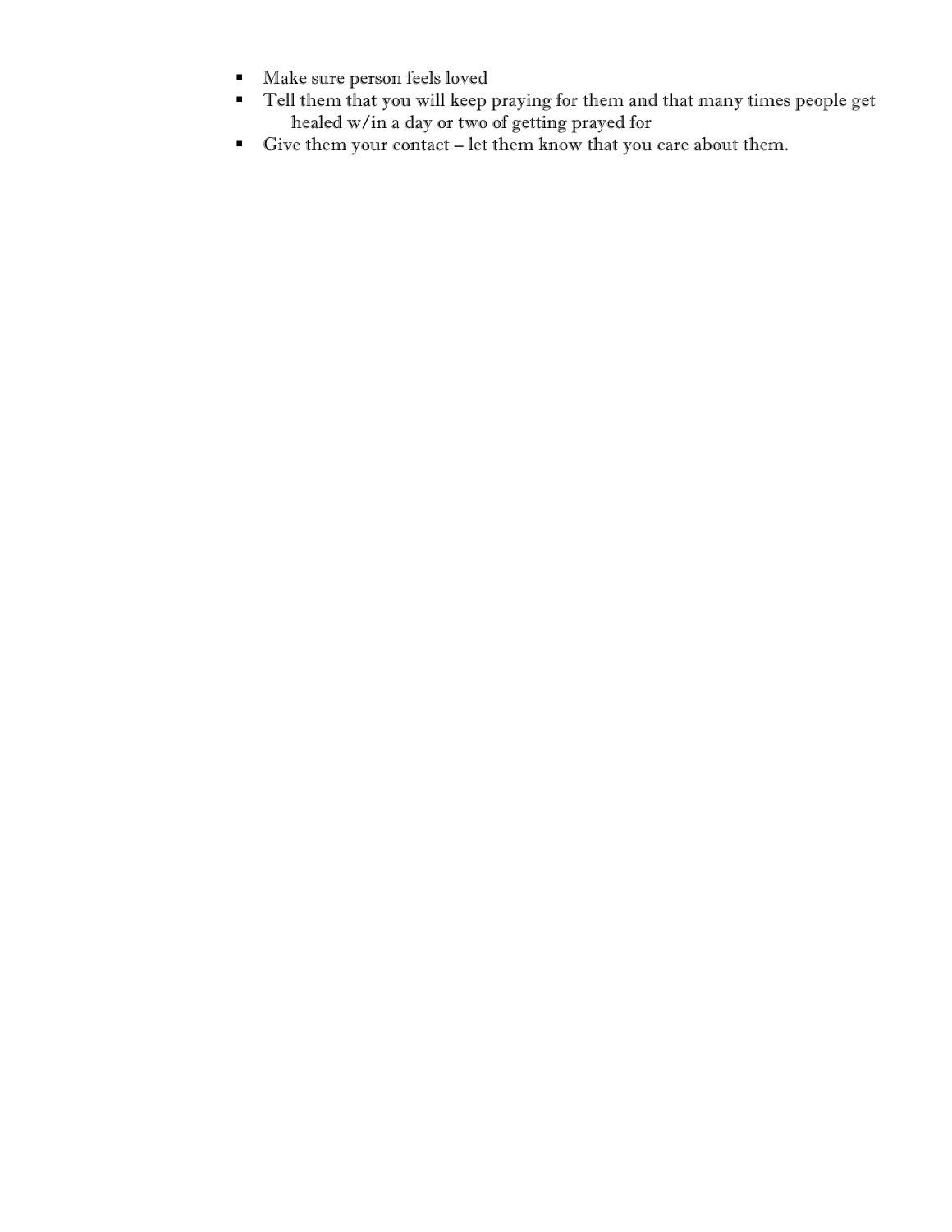- Make sure person feels loved
- Tell them that you will keep praying for them and that many times people get healed w/in a day or two of getting prayed for
- Give them your contact – let them know that you care about them.